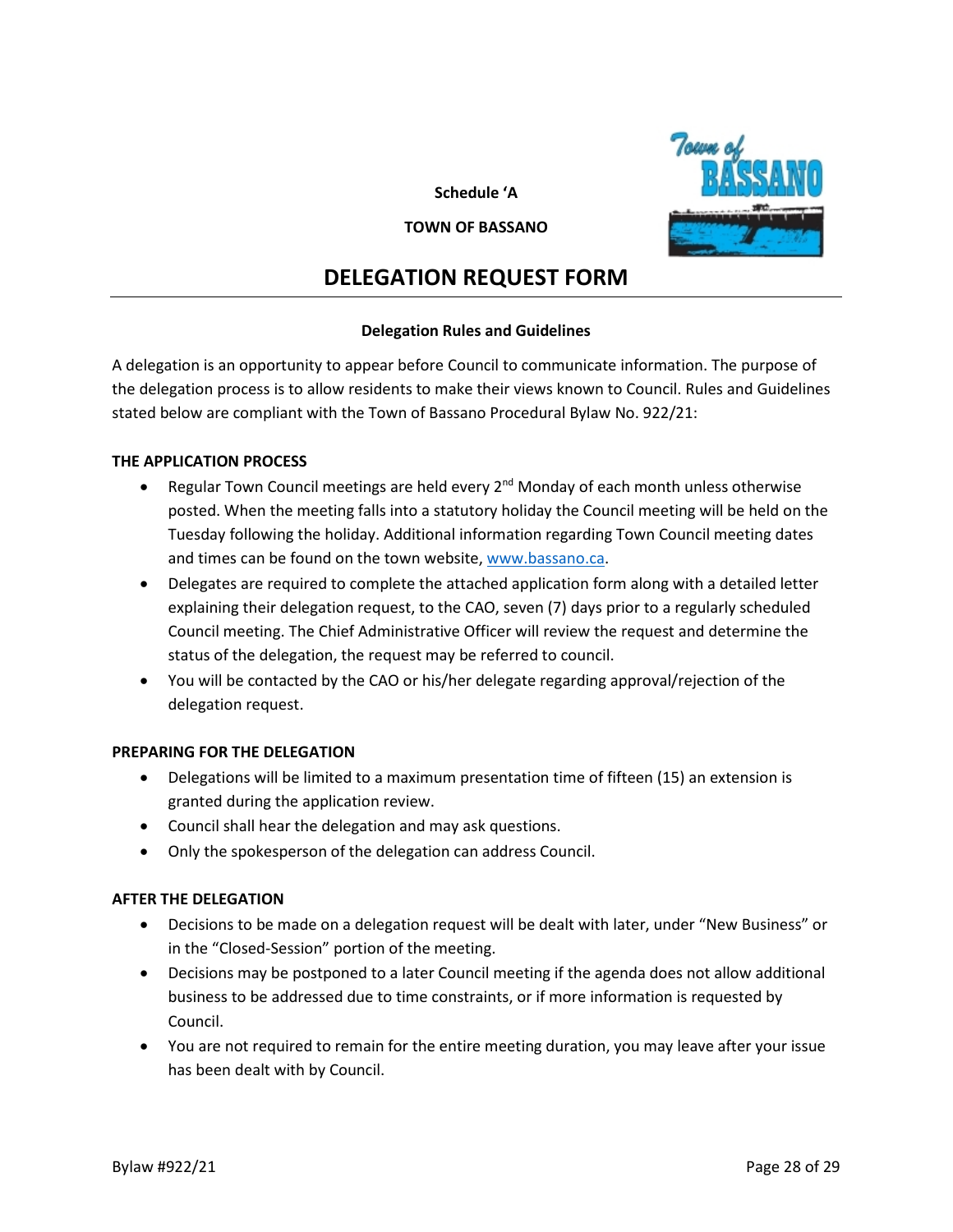**Schedule 'A**

**TOWN OF BASSANO**

# DELEGATION REQUEST FORM

**Delegation Rules and Guidelines**

A delegation is an opportunity to appear before Council to communicate information. The purpose of the delegation process is to allow residents to make their views known to Council. Rules and Guidelines stated below are compliant with the Town of Bassano Procedural Bylaw No. 922/21:

**THE APPLICATION PROCESS**

- Regular Town Council meetings are held every 2nd Monday of each month unless otherwise posted. When the meeting falls into a statutory holiday the Council meeting will be held on the Tuesday following the holiday. Additional information regarding Town Council meeting dates and times can be found on the town website, www.bassano.ca.
- Delegates are required to complete the attached application form along with a detailed letter explaining their delegation request, to the CAO, seven (7) days prior to a regularly scheduled Council meeting. The Chief Administrative Officer will review the request and determine the status of the delegation, the request may be referred to council.
- You will be contacted by the CAO or his/her delegate regarding approval/rejection of the delegation request.

**PREPARING FOR THE DELEGATION**

- Delegations will be limited to a maximum presentation time of fifteen (15) an extension is granted during the application review.
- Council shall hear the delegation and may ask questions.
- Only the spokesperson of the delegation can address Council.

**AFTER THE DELEGATION**

- Decisions to be made on a delegation request will be dealt with later, under "New Business" or in the "Closed-Session" portion of the meeting.
- Decisions may be postponed to a later Council meeting if the agenda does not allow additional business to be addressed due to time constraints, or if more information is requested by Council.
- You are not required to remain for the entire meeting duration, you may leave after your issue has been dealt with by Council.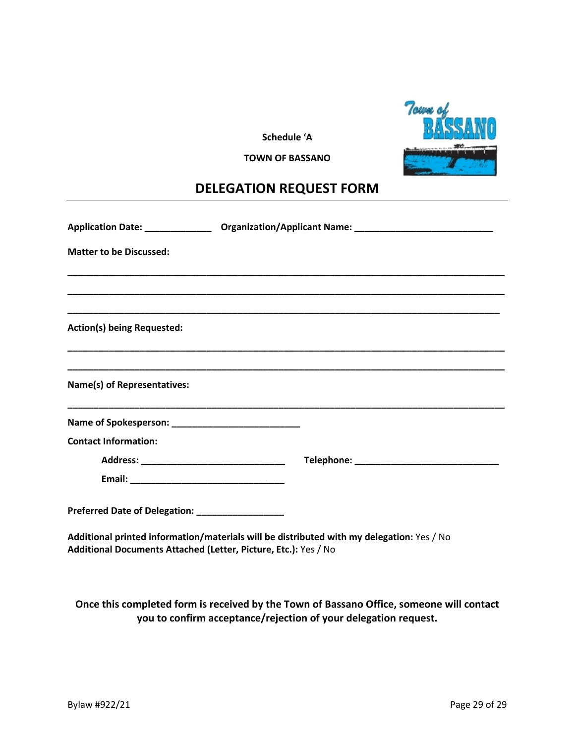**Schedule 'A**

**TOWN OF BASSANO**

# DELEGATION REQUEST FORM

**Application Date:** _____________ **Organization/Applicant Name:** ___________________________

**Matter to be Discussed:**

_______________________________________________________________________________________

_______________________________________________________________________________________

_______________________________________________________________________________________

**Action(s) being Requested:**

_______________________________________________________________________________________

_______________________________________________________________________________________

**Name(s) of Representatives:**

_______________________________________________________________________________________

**Name of Spokesperson:** _________________________

**Contact Information:**

**Address:** ____________________________ **Telephone:** ____________________________

**Email:** ______________________________

**Preferred Date of Delegation:** _________________

**Additional printed information/materials will be distributed with my delegation:** Yes / No
**Additional Documents Attached (Letter, Picture, Etc.):** Yes / No

**Once this completed form is received by the Town of Bassano Office, someone will contact you to confirm acceptance/rejection of your delegation request.**

Bylaw #922/21